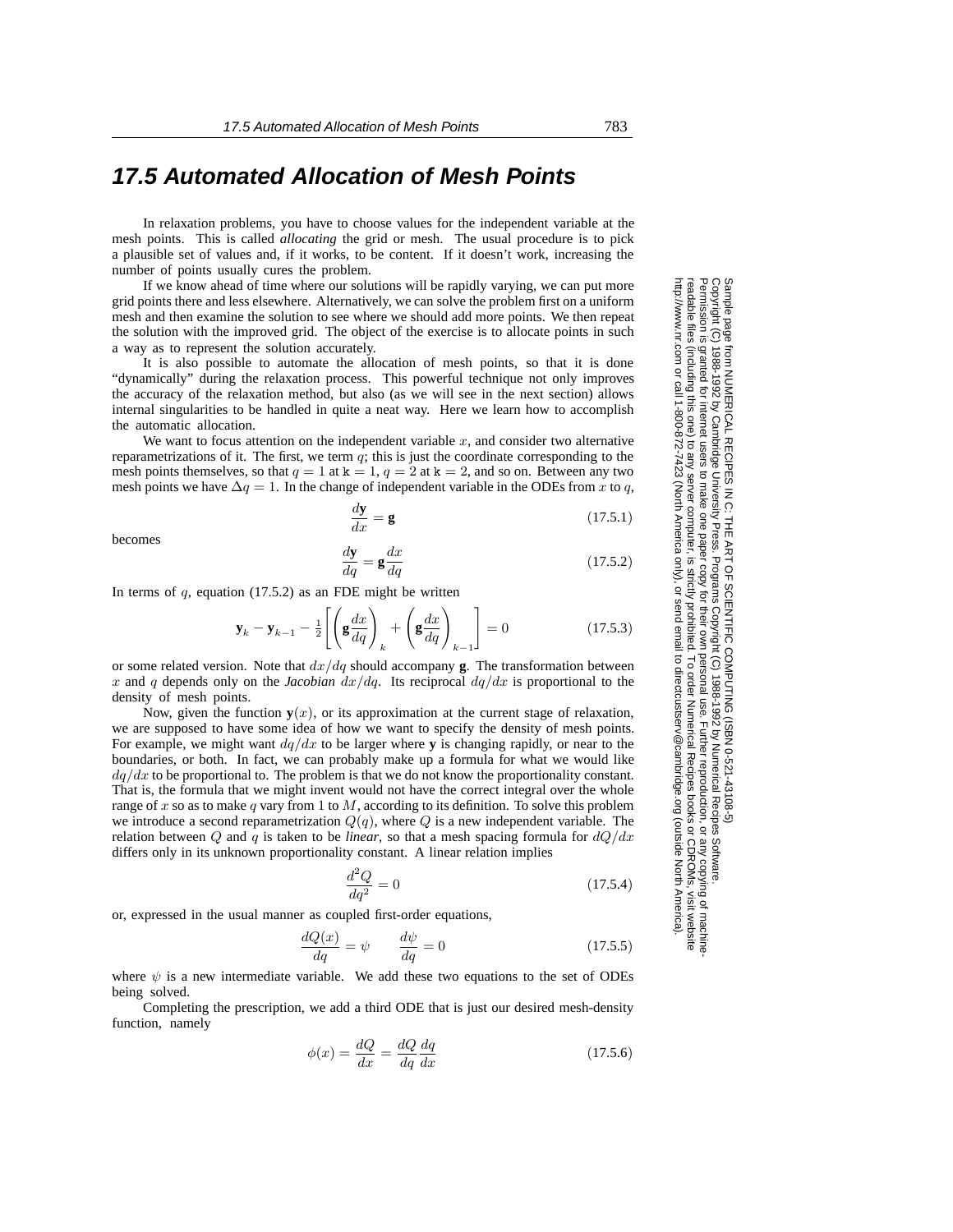# 17.5 Automated Allocation of Mesh Points

In relaxation problems, you have to choose values for the independent variable at the mesh points. This is called *allocating* the grid or mesh. The usual procedure is to pick a plausible set of values and, if it works, to be content. If it doesn't work, increasing the number of points usually cures the problem.

If we know ahead of time where our solutions will be rapidly varying, we can put more grid points there and less elsewhere. Alternatively, we can solve the problem first on a uniform mesh and then examine the solution to see where we should add more points. We then repeat the solution with the improved grid. The object of the exercise is to allocate points in such a way as to represent the solution accurately.

It is also possible to automate the allocation of mesh points, so that it is done "dynamically" during the relaxation process. This powerful technique not only improves the accuracy of the relaxation method, but also (as we will see in the next section) allows internal singularities to be handled in quite a neat way. Here we learn how to accomplish the automatic allocation.

We want to focus attention on the independent variable $x$, and consider two alternative reparametrizations of it. The first, we term $q$; this is just the coordinate corresponding to the mesh points themselves, so that $q = 1$ at `k` $= 1$, $q = 2$ at `k` $= 2$, and so on. Between any two mesh points we have $\Delta q = 1$. In the change of independent variable in the ODEs from $x$ to $q$,

$$\frac{d\mathbf{y}}{dx} = \mathbf{g} \tag{17.5.1}$$

becomes

$$\frac{d\mathbf{y}}{dq} = \mathbf{g}\frac{dx}{dq} \tag{17.5.2}$$

In terms of $q$, equation (17.5.2) as an FDE might be written

$$\mathbf{y}_k - \mathbf{y}_{k-1} - \tfrac{1}{2}\left[\left(\mathbf{g}\frac{dx}{dq}\right)_k + \left(\mathbf{g}\frac{dx}{dq}\right)_{k-1}\right] = 0 \tag{17.5.3}$$

or some related version. Note that $dx/dq$ should accompany $\mathbf{g}$. The transformation between $x$ and $q$ depends only on the *Jacobian* $dx/dq$. Its reciprocal $dq/dx$ is proportional to the density of mesh points.

Now, given the function $\mathbf{y}(x)$, or its approximation at the current stage of relaxation, we are supposed to have some idea of how we want to specify the density of mesh points. For example, we might want $dq/dx$ to be larger where $\mathbf{y}$ is changing rapidly, or near to the boundaries, or both. In fact, we can probably make up a formula for what we would like $dq/dx$ to be proportional to. The problem is that we do not know the proportionality constant. That is, the formula that we might invent would not have the correct integral over the whole range of $x$ so as to make $q$ vary from 1 to $M$, according to its definition. To solve this problem we introduce a second reparametrization $Q(q)$, where $Q$ is a new independent variable. The relation between $Q$ and $q$ is taken to be *linear*, so that a mesh spacing formula for $dQ/dx$ differs only in its unknown proportionality constant. A linear relation implies

$$\frac{d^2Q}{dq^2} = 0 \tag{17.5.4}$$

or, expressed in the usual manner as coupled first-order equations,

$$\frac{dQ(x)}{dq} = \psi \qquad \frac{d\psi}{dq} = 0 \tag{17.5.5}$$

where $\psi$ is a new intermediate variable. We add these two equations to the set of ODEs being solved.

Completing the prescription, we add a third ODE that is just our desired mesh-density function, namely

$$\phi(x) = \frac{dQ}{dx} = \frac{dQ}{dq}\frac{dq}{dx} \tag{17.5.6}$$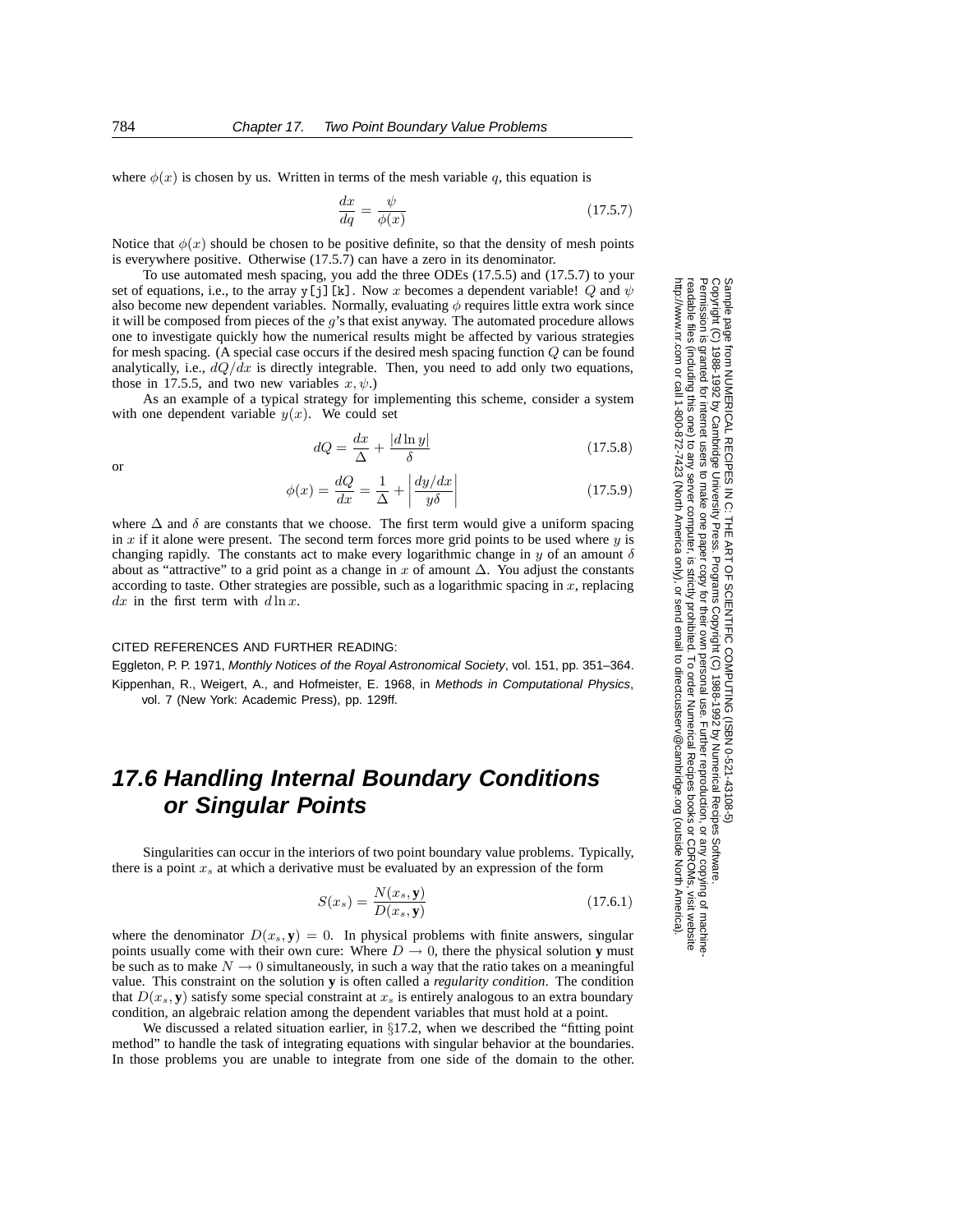where $\phi(x)$ is chosen by us. Written in terms of the mesh variable $q$, this equation is

$$\frac{dx}{dq} = \frac{\psi}{\phi(x)} \tag{17.5.7}$$

Notice that $\phi(x)$ should be chosen to be positive definite, so that the density of mesh points is everywhere positive. Otherwise (17.5.7) can have a zero in its denominator.

To use automated mesh spacing, you add the three ODEs (17.5.5) and (17.5.7) to your set of equations, i.e., to the array `y[j][k]`. Now $x$ becomes a dependent variable! $Q$ and $\psi$ also become new dependent variables. Normally, evaluating $\phi$ requires little extra work since it will be composed from pieces of the $g$'s that exist anyway. The automated procedure allows one to investigate quickly how the numerical results might be affected by various strategies for mesh spacing. (A special case occurs if the desired mesh spacing function $Q$ can be found analytically, i.e., $dQ/dx$ is directly integrable. Then, you need to add only two equations, those in 17.5.5, and two new variables $x, \psi$.)

As an example of a typical strategy for implementing this scheme, consider a system with one dependent variable $y(x)$. We could set

$$dQ = \frac{dx}{\Delta} + \frac{|d \ln y|}{\delta} \tag{17.5.8}$$

or

$$\phi(x) = \frac{dQ}{dx} = \frac{1}{\Delta} + \left| \frac{dy/dx}{y\delta} \right| \tag{17.5.9}$$

where $\Delta$ and $\delta$ are constants that we choose. The first term would give a uniform spacing in $x$ if it alone were present. The second term forces more grid points to be used where $y$ is changing rapidly. The constants act to make every logarithmic change in $y$ of an amount $\delta$ about as "attractive" to a grid point as a change in $x$ of amount $\Delta$. You adjust the constants according to taste. Other strategies are possible, such as a logarithmic spacing in $x$, replacing $dx$ in the first term with $d \ln x$.

CITED REFERENCES AND FURTHER READING:

Eggleton, P. P. 1971, *Monthly Notices of the Royal Astronomical Society*, vol. 151, pp. 351–364.

Kippenhan, R., Weigert, A., and Hofmeister, E. 1968, in *Methods in Computational Physics*, vol. 7 (New York: Academic Press), pp. 129ff.

## 17.6 Handling Internal Boundary Conditions or Singular Points

Singularities can occur in the interiors of two point boundary value problems. Typically, there is a point $x_s$ at which a derivative must be evaluated by an expression of the form

$$S(x_s) = \frac{N(x_s, \mathbf{y})}{D(x_s, \mathbf{y})} \tag{17.6.1}$$

where the denominator $D(x_s, \mathbf{y}) = 0$. In physical problems with finite answers, singular points usually come with their own cure: Where $D \to 0$, there the physical solution $\mathbf{y}$ must be such as to make $N \to 0$ simultaneously, in such a way that the ratio takes on a meaningful value. This constraint on the solution $\mathbf{y}$ is often called a *regularity condition*. The condition that $D(x_s, \mathbf{y})$ satisfy some special constraint at $x_s$ is entirely analogous to an extra boundary condition, an algebraic relation among the dependent variables that must hold at a point.

We discussed a related situation earlier, in §17.2, when we described the "fitting point method" to handle the task of integrating equations with singular behavior at the boundaries. In those problems you are unable to integrate from one side of the domain to the other.